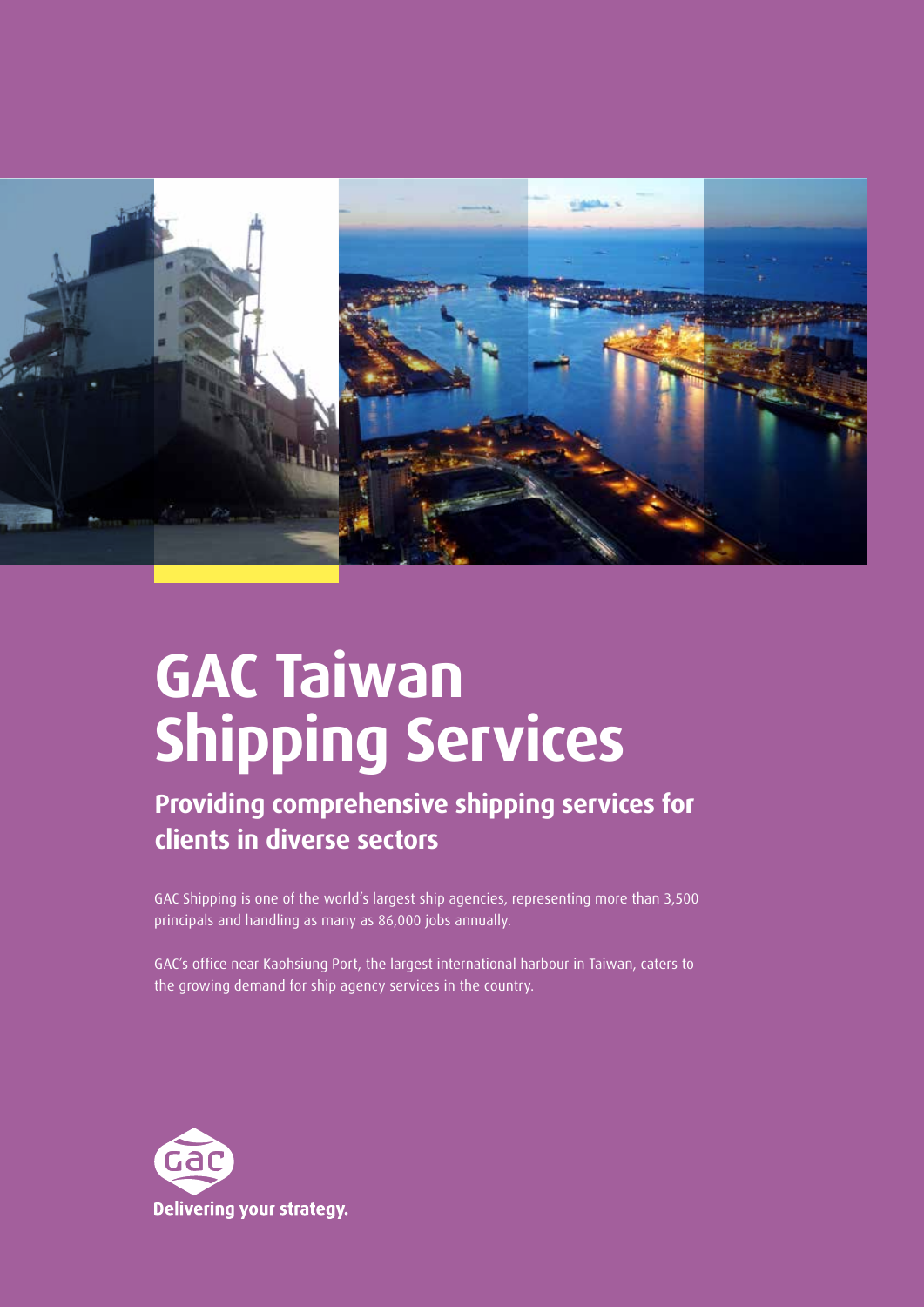# GAC Taiwan Shipping Services

## Providing comprehensive shipping services for clients in diverse sectors

GAC Shipping is one of the world's largest ship agencies, representing more than 3,500 principals and handling as many as 86,000 jobs annually.

GAC's office near Kaohsiung Port, the largest international harbour in Taiwan, caters to the growing demand for ship agency services in the country.

**Delivering your strategy.**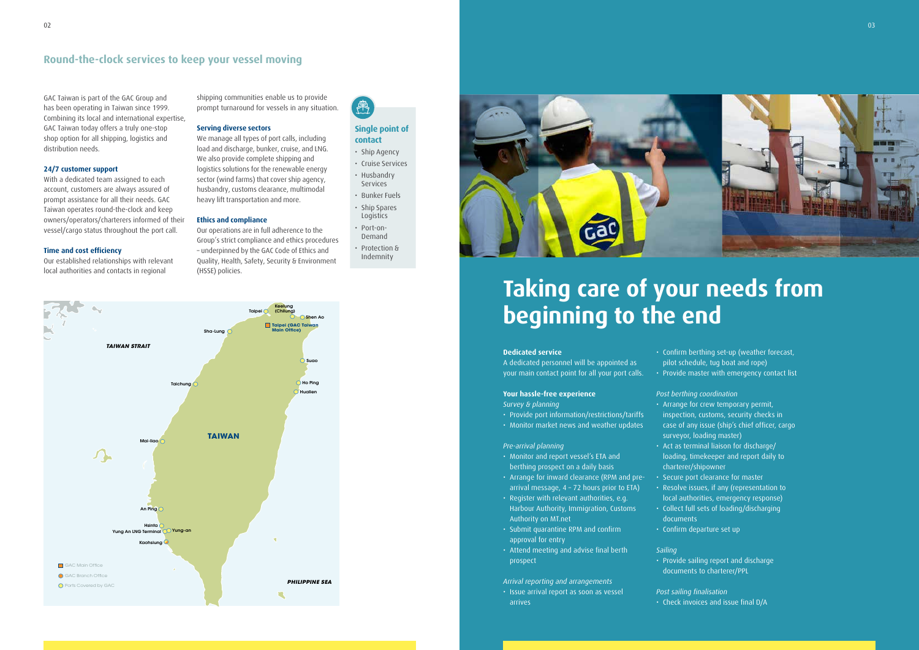## Round-the-clock services to keep your vessel moving

GAC Taiwan is part of the GAC Group and has been operating in Taiwan since 1999. Combining its local and international expertise, GAC Taiwan today offers a truly one-stop shop option for all shipping, logistics and distribution needs.

### 24/7 customer support

With a dedicated team assigned to each account, customers are always assured of prompt assistance for all their needs. GAC Taiwan operates round-the-clock and keep owners/operators/charterers informed of their vessel/cargo status throughout the port call.

### Time and cost efficiency

Our established relationships with relevant local authorities and contacts in regional shipping communities enable us to provide prompt turnaround for vessels in any situation.

### Serving diverse sectors

We manage all types of port calls, including load and discharge, bunker, cruise, and LNG. We also provide complete shipping and logistics solutions for the renewable energy sector (wind farms) that cover ship agency, husbandry, customs clearance, multimodal heavy lift transportation and more.

### Ethics and compliance

Our operations are in full adherence to the Group's strict compliance and ethics procedures – underpinned by the GAC Code of Ethics and Quality, Health, Safety, Security & Environment (HSSE) policies.

### Single point of contact

- Ship Agency
- Cruise Services
- Husbandry Services
- Bunker Fuels
- Ship Spares Logistics
- Port-on-Demand
- Protection & Indemnity

TAIWAN STRAIT

TAIWAN

PHILIPPINE SEA

Taipei, Keelung (Chilung), Shen Ao, Taipei (GAC Taiwan Main Office), Sha-Lung, Suao, Taichung, Ho Ping, Hualien, Mai-liao, An Ping, Hsinta, Yung An LNG Terminal, Yung-an, Kaohsiung

- GAC Main Office
- GAC Branch Office
- Ports Covered by GAC

# Taking care of your needs from beginning to the end

### Dedicated service

A dedicated personnel will be appointed as your main contact point for all your port calls.

### Your hassle-free experience

*Survey & planning*

- Provide port information/restrictions/tariffs
- Monitor market news and weather updates

*Pre-arrival planning*

- Monitor and report vessel's ETA and berthing prospect on a daily basis
- Arrange for inward clearance (RPM and pre-arrival message, 4 – 72 hours prior to ETA)
- Register with relevant authorities, e.g. Harbour Authority, Immigration, Customs Authority on MT.net
- Submit quarantine RPM and confirm approval for entry
- Attend meeting and advise final berth prospect

*Arrival reporting and arrangements*

- Issue arrival report as soon as vessel arrives
- Confirm berthing set-up (weather forecast, pilot schedule, tug boat and rope)
- Provide master with emergency contact list

*Post berthing coordination*

- Arrange for crew temporary permit, inspection, customs, security checks in case of any issue (ship's chief officer, cargo surveyor, loading master)
- Act as terminal liaison for discharge/loading, timekeeper and report daily to charterer/shipowner
- Secure port clearance for master
- Resolve issues, if any (representation to local authorities, emergency response)
- Collect full sets of loading/discharging documents
- Confirm departure set up

*Sailing*

- Provide sailing report and discharge documents to charterer/PPL

*Post sailing finalisation*

- Check invoices and issue final D/A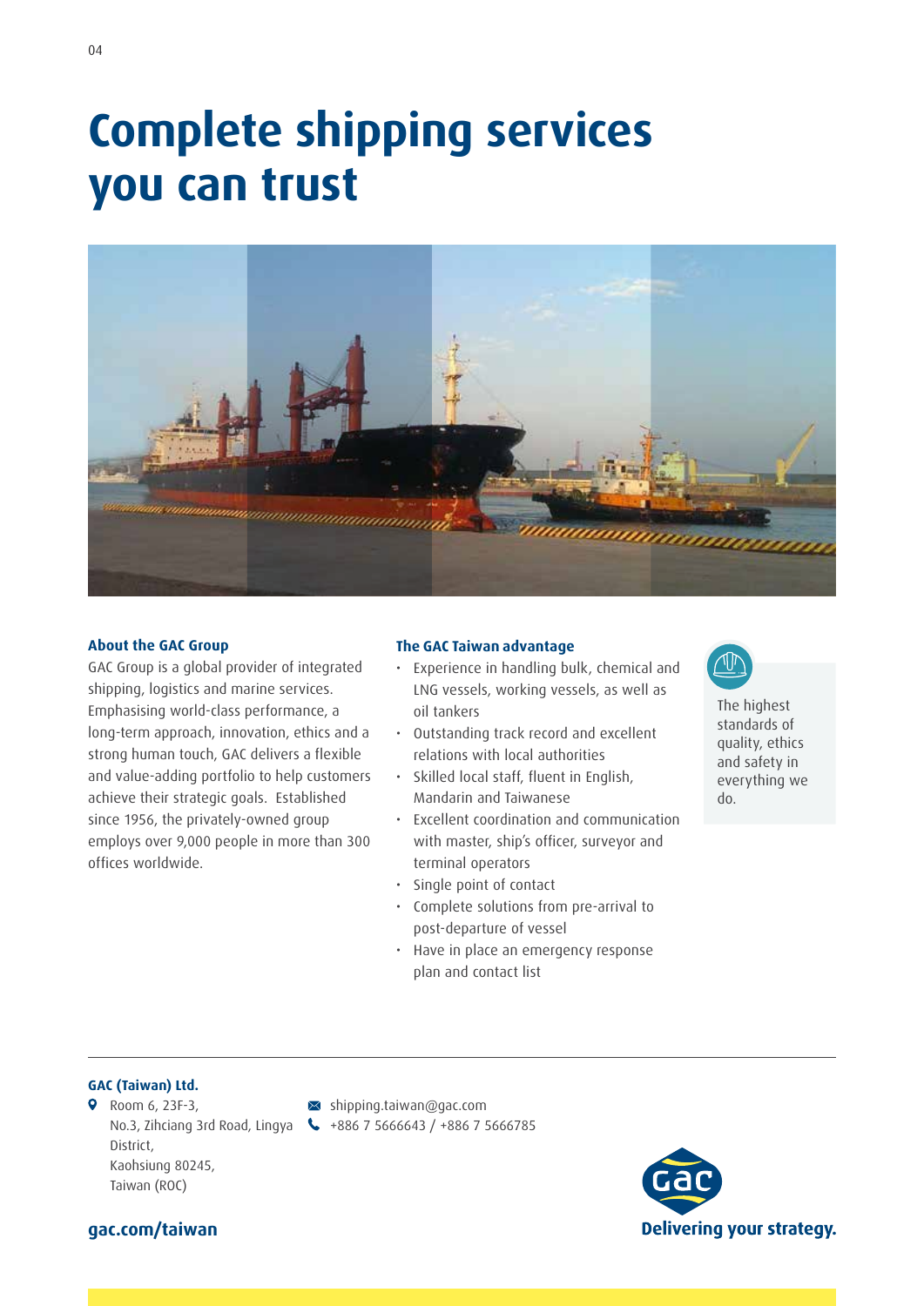# Complete shipping services you can trust

### About the GAC Group

GAC Group is a global provider of integrated shipping, logistics and marine services. Emphasising world-class performance, a long-term approach, innovation, ethics and a strong human touch, GAC delivers a flexible and value-adding portfolio to help customers achieve their strategic goals. Established since 1956, the privately-owned group employs over 9,000 people in more than 300 offices worldwide.

### The GAC Taiwan advantage

- Experience in handling bulk, chemical and LNG vessels, working vessels, as well as oil tankers
- Outstanding track record and excellent relations with local authorities
- Skilled local staff, fluent in English, Mandarin and Taiwanese
- Excellent coordination and communication with master, ship's officer, surveyor and terminal operators
- Single point of contact
- Complete solutions from pre-arrival to post-departure of vessel
- Have in place an emergency response plan and contact list

The highest standards of quality, ethics and safety in everything we do.

---

**GAC (Taiwan) Ltd.**

Room 6, 23F-3,
No.3, Zihciang 3rd Road, Lingya District,
Kaohsiung 80245,
Taiwan (ROC)

shipping.taiwan@gac.com
+886 7 5666643 / +886 7 5666785

**gac.com/taiwan**

**Delivering your strategy.**